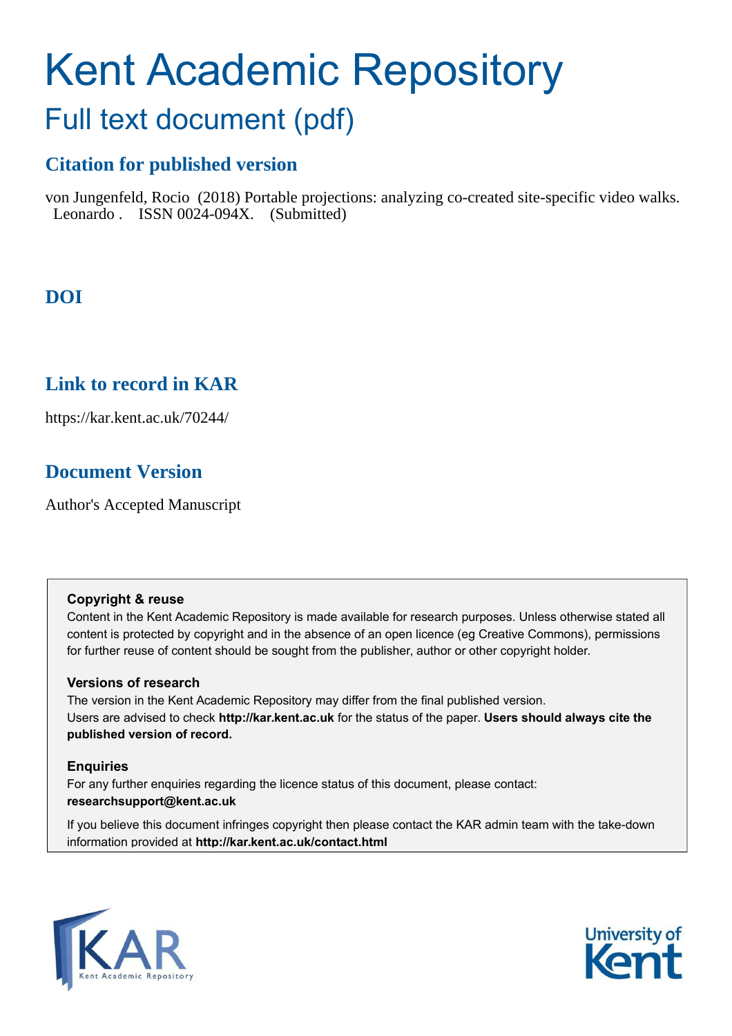# Kent Academic Repository

## Full text document (pdf)

### Citation for published version

von Jungenfeld, Rocio (2018) Portable projections: analyzing co-created site-specific video walks. Leonardo . ISSN 0024-094X. (Submitted)

### DOI

### Link to record in KAR

https://kar.kent.ac.uk/70244/

### Document Version

Author's Accepted Manuscript

**Copyright & reuse**

Content in the Kent Academic Repository is made available for research purposes. Unless otherwise stated all content is protected by copyright and in the absence of an open licence (eg Creative Commons), permissions for further reuse of content should be sought from the publisher, author or other copyright holder.

**Versions of research**

The version in the Kent Academic Repository may differ from the final published version. Users are advised to check **http://kar.kent.ac.uk** for the status of the paper. **Users should always cite the published version of record.**

**Enquiries**

For any further enquiries regarding the licence status of this document, please contact: **researchsupport@kent.ac.uk**

If you believe this document infringes copyright then please contact the KAR admin team with the take-down information provided at **http://kar.kent.ac.uk/contact.html**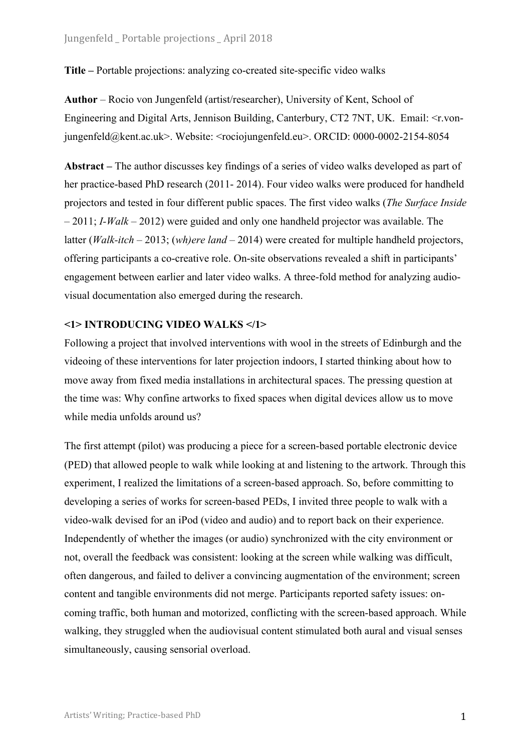**Title –** Portable projections: analyzing co-created site-specific video walks

**Author** – Rocio von Jungenfeld (artist/researcher), University of Kent, School of Engineering and Digital Arts, Jennison Building, Canterbury, CT2 7NT, UK. Email: <r.von-jungenfeld@kent.ac.uk>. Website: <rociojungenfeld.eu>. ORCID: 0000-0002-2154-8054

**Abstract –** The author discusses key findings of a series of video walks developed as part of her practice-based PhD research (2011- 2014). Four video walks were produced for handheld projectors and tested in four different public spaces. The first video walks (*The Surface Inside* – 2011; *I-Walk* – 2012) were guided and only one handheld projector was available. The latter (*Walk-itch* – 2013; (*wh)ere land* – 2014) were created for multiple handheld projectors, offering participants a co-creative role. On-site observations revealed a shift in participants' engagement between earlier and later video walks. A three-fold method for analyzing audio-visual documentation also emerged during the research.

## <1> INTRODUCING VIDEO WALKS </1>

Following a project that involved interventions with wool in the streets of Edinburgh and the videoing of these interventions for later projection indoors, I started thinking about how to move away from fixed media installations in architectural spaces. The pressing question at the time was: Why confine artworks to fixed spaces when digital devices allow us to move while media unfolds around us?

The first attempt (pilot) was producing a piece for a screen-based portable electronic device (PED) that allowed people to walk while looking at and listening to the artwork. Through this experiment, I realized the limitations of a screen-based approach. So, before committing to developing a series of works for screen-based PEDs, I invited three people to walk with a video-walk devised for an iPod (video and audio) and to report back on their experience. Independently of whether the images (or audio) synchronized with the city environment or not, overall the feedback was consistent: looking at the screen while walking was difficult, often dangerous, and failed to deliver a convincing augmentation of the environment; screen content and tangible environments did not merge. Participants reported safety issues: on-coming traffic, both human and motorized, conflicting with the screen-based approach. While walking, they struggled when the audiovisual content stimulated both aural and visual senses simultaneously, causing sensorial overload.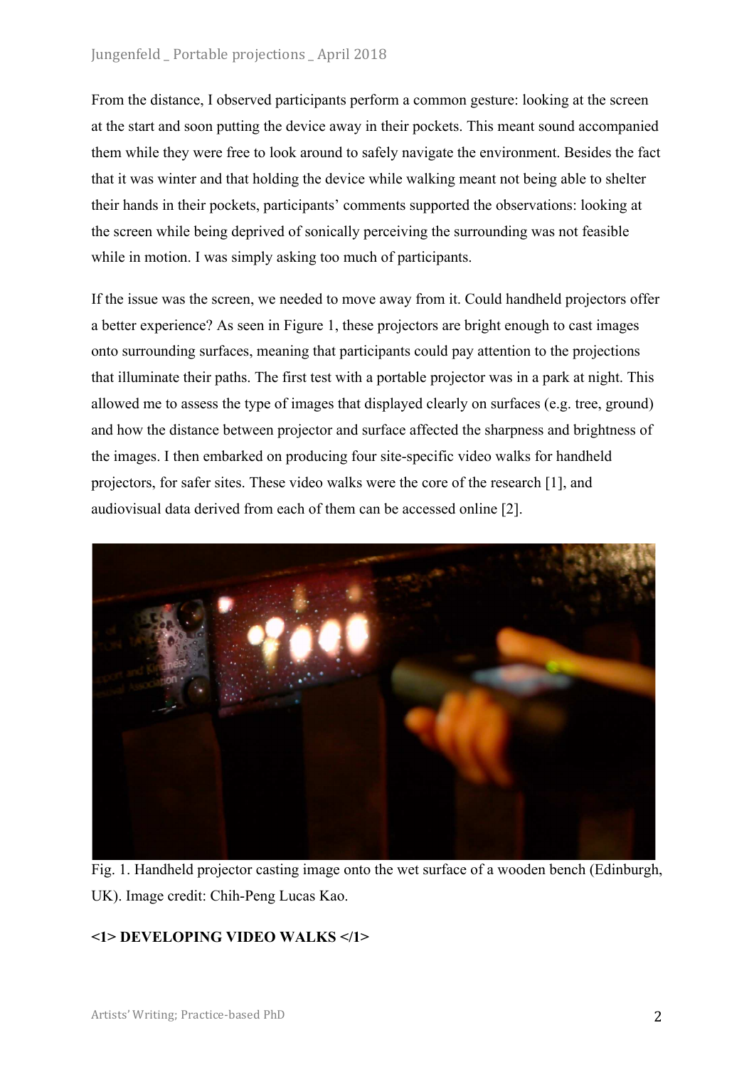From the distance, I observed participants perform a common gesture: looking at the screen at the start and soon putting the device away in their pockets. This meant sound accompanied them while they were free to look around to safely navigate the environment. Besides the fact that it was winter and that holding the device while walking meant not being able to shelter their hands in their pockets, participants' comments supported the observations: looking at the screen while being deprived of sonically perceiving the surrounding was not feasible while in motion. I was simply asking too much of participants.

If the issue was the screen, we needed to move away from it. Could handheld projectors offer a better experience? As seen in Figure 1, these projectors are bright enough to cast images onto surrounding surfaces, meaning that participants could pay attention to the projections that illuminate their paths. The first test with a portable projector was in a park at night. This allowed me to assess the type of images that displayed clearly on surfaces (e.g. tree, ground) and how the distance between projector and surface affected the sharpness and brightness of the images. I then embarked on producing four site-specific video walks for handheld projectors, for safer sites. These video walks were the core of the research [1], and audiovisual data derived from each of them can be accessed online [2].

Fig. 1. Handheld projector casting image onto the wet surface of a wooden bench (Edinburgh, UK). Image credit: Chih-Peng Lucas Kao.

**<1> DEVELOPING VIDEO WALKS </1>**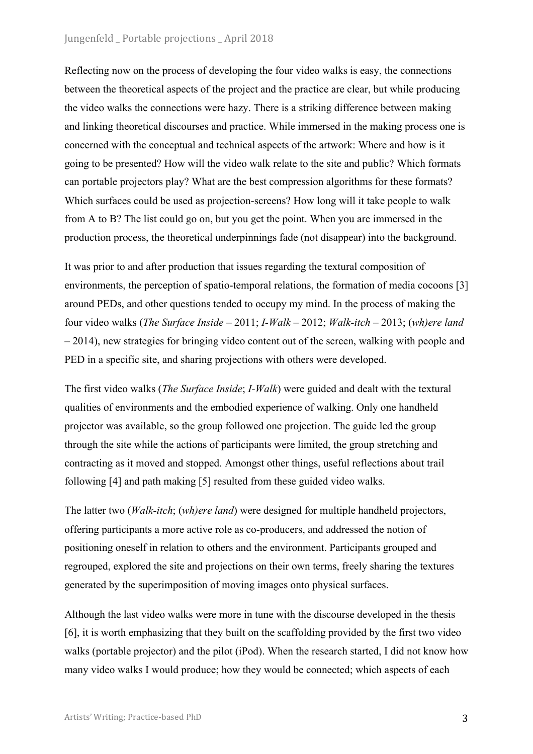Reflecting now on the process of developing the four video walks is easy, the connections between the theoretical aspects of the project and the practice are clear, but while producing the video walks the connections were hazy. There is a striking difference between making and linking theoretical discourses and practice. While immersed in the making process one is concerned with the conceptual and technical aspects of the artwork: Where and how is it going to be presented? How will the video walk relate to the site and public? Which formats can portable projectors play? What are the best compression algorithms for these formats? Which surfaces could be used as projection-screens? How long will it take people to walk from A to B? The list could go on, but you get the point. When you are immersed in the production process, the theoretical underpinnings fade (not disappear) into the background.

It was prior to and after production that issues regarding the textural composition of environments, the perception of spatio-temporal relations, the formation of media cocoons [3] around PEDs, and other questions tended to occupy my mind. In the process of making the four video walks (*The Surface Inside* – 2011; *I-Walk* – 2012; *Walk-itch* – 2013; (*wh)ere land* – 2014), new strategies for bringing video content out of the screen, walking with people and PED in a specific site, and sharing projections with others were developed.

The first video walks (*The Surface Inside*; *I-Walk*) were guided and dealt with the textural qualities of environments and the embodied experience of walking. Only one handheld projector was available, so the group followed one projection. The guide led the group through the site while the actions of participants were limited, the group stretching and contracting as it moved and stopped. Amongst other things, useful reflections about trail following [4] and path making [5] resulted from these guided video walks.

The latter two (*Walk-itch*; (*wh)ere land*) were designed for multiple handheld projectors, offering participants a more active role as co-producers, and addressed the notion of positioning oneself in relation to others and the environment. Participants grouped and regrouped, explored the site and projections on their own terms, freely sharing the textures generated by the superimposition of moving images onto physical surfaces.

Although the last video walks were more in tune with the discourse developed in the thesis [6], it is worth emphasizing that they built on the scaffolding provided by the first two video walks (portable projector) and the pilot (iPod). When the research started, I did not know how many video walks I would produce; how they would be connected; which aspects of each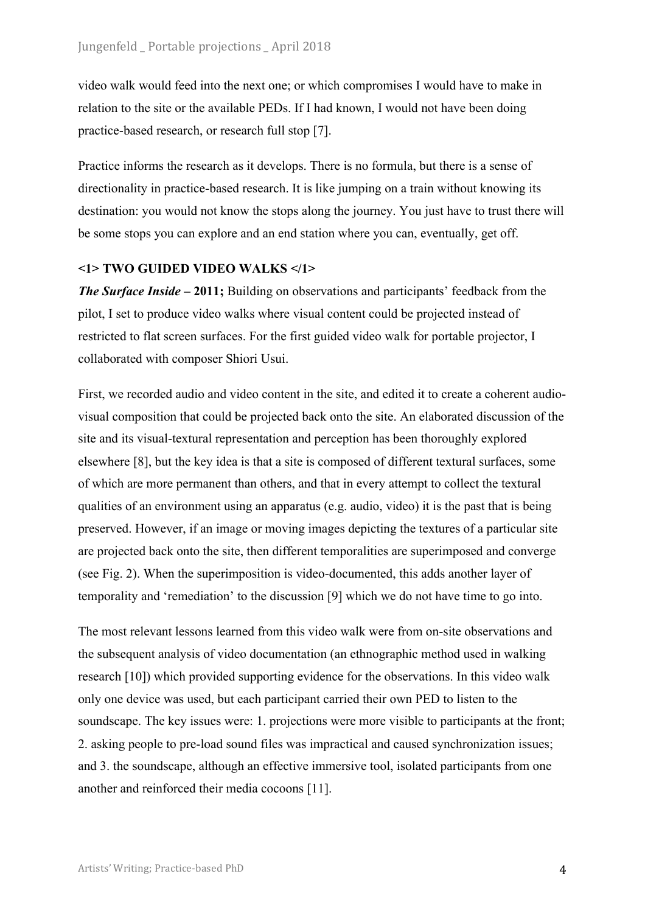video walk would feed into the next one; or which compromises I would have to make in relation to the site or the available PEDs. If I had known, I would not have been doing practice-based research, or research full stop [7].

Practice informs the research as it develops. There is no formula, but there is a sense of directionality in practice-based research. It is like jumping on a train without knowing its destination: you would not know the stops along the journey. You just have to trust there will be some stops you can explore and an end station where you can, eventually, get off.

## <1> TWO GUIDED VIDEO WALKS </1>

***The Surface Inside*** **– 2011;** Building on observations and participants' feedback from the pilot, I set to produce video walks where visual content could be projected instead of restricted to flat screen surfaces. For the first guided video walk for portable projector, I collaborated with composer Shiori Usui.

First, we recorded audio and video content in the site, and edited it to create a coherent audio-visual composition that could be projected back onto the site. An elaborated discussion of the site and its visual-textural representation and perception has been thoroughly explored elsewhere [8], but the key idea is that a site is composed of different textural surfaces, some of which are more permanent than others, and that in every attempt to collect the textural qualities of an environment using an apparatus (e.g. audio, video) it is the past that is being preserved. However, if an image or moving images depicting the textures of a particular site are projected back onto the site, then different temporalities are superimposed and converge (see Fig. 2). When the superimposition is video-documented, this adds another layer of temporality and 'remediation' to the discussion [9] which we do not have time to go into.

The most relevant lessons learned from this video walk were from on-site observations and the subsequent analysis of video documentation (an ethnographic method used in walking research [10]) which provided supporting evidence for the observations. In this video walk only one device was used, but each participant carried their own PED to listen to the soundscape. The key issues were: 1. projections were more visible to participants at the front; 2. asking people to pre-load sound files was impractical and caused synchronization issues; and 3. the soundscape, although an effective immersive tool, isolated participants from one another and reinforced their media cocoons [11].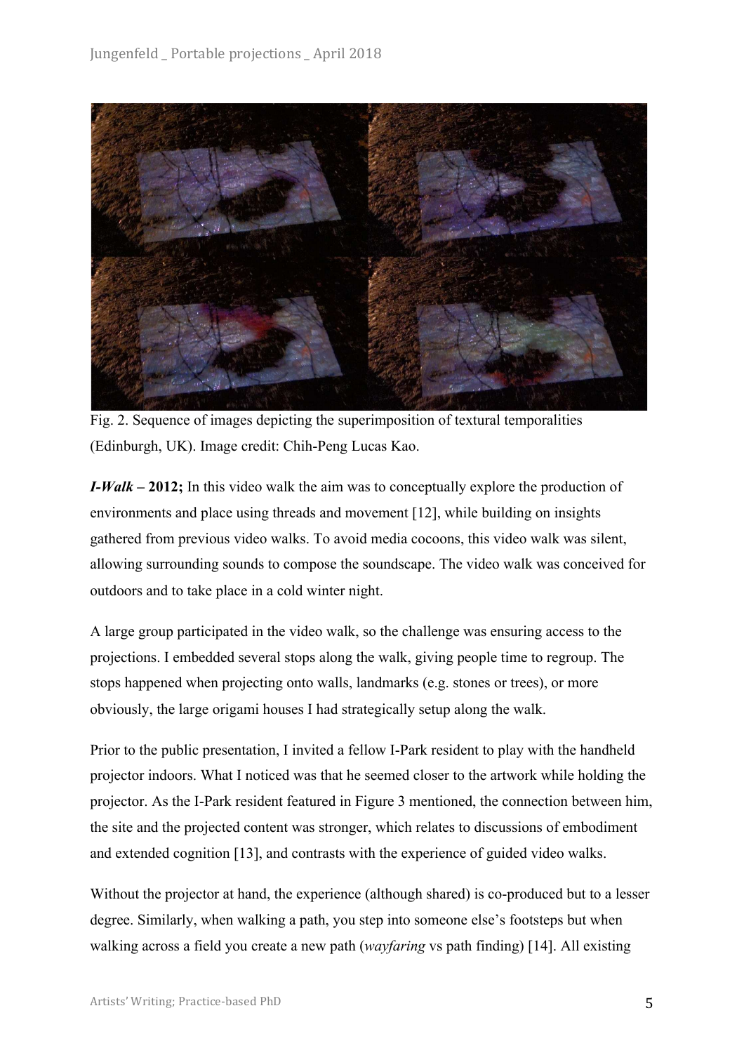Fig. 2. Sequence of images depicting the superimposition of textural temporalities (Edinburgh, UK). Image credit: Chih-Peng Lucas Kao.

***I-Walk* – 2012;** In this video walk the aim was to conceptually explore the production of environments and place using threads and movement [12], while building on insights gathered from previous video walks. To avoid media cocoons, this video walk was silent, allowing surrounding sounds to compose the soundscape. The video walk was conceived for outdoors and to take place in a cold winter night.

A large group participated in the video walk, so the challenge was ensuring access to the projections. I embedded several stops along the walk, giving people time to regroup. The stops happened when projecting onto walls, landmarks (e.g. stones or trees), or more obviously, the large origami houses I had strategically setup along the walk.

Prior to the public presentation, I invited a fellow I-Park resident to play with the handheld projector indoors. What I noticed was that he seemed closer to the artwork while holding the projector. As the I-Park resident featured in Figure 3 mentioned, the connection between him, the site and the projected content was stronger, which relates to discussions of embodiment and extended cognition [13], and contrasts with the experience of guided video walks.

Without the projector at hand, the experience (although shared) is co-produced but to a lesser degree. Similarly, when walking a path, you step into someone else's footsteps but when walking across a field you create a new path (*wayfaring* vs path finding) [14]. All existing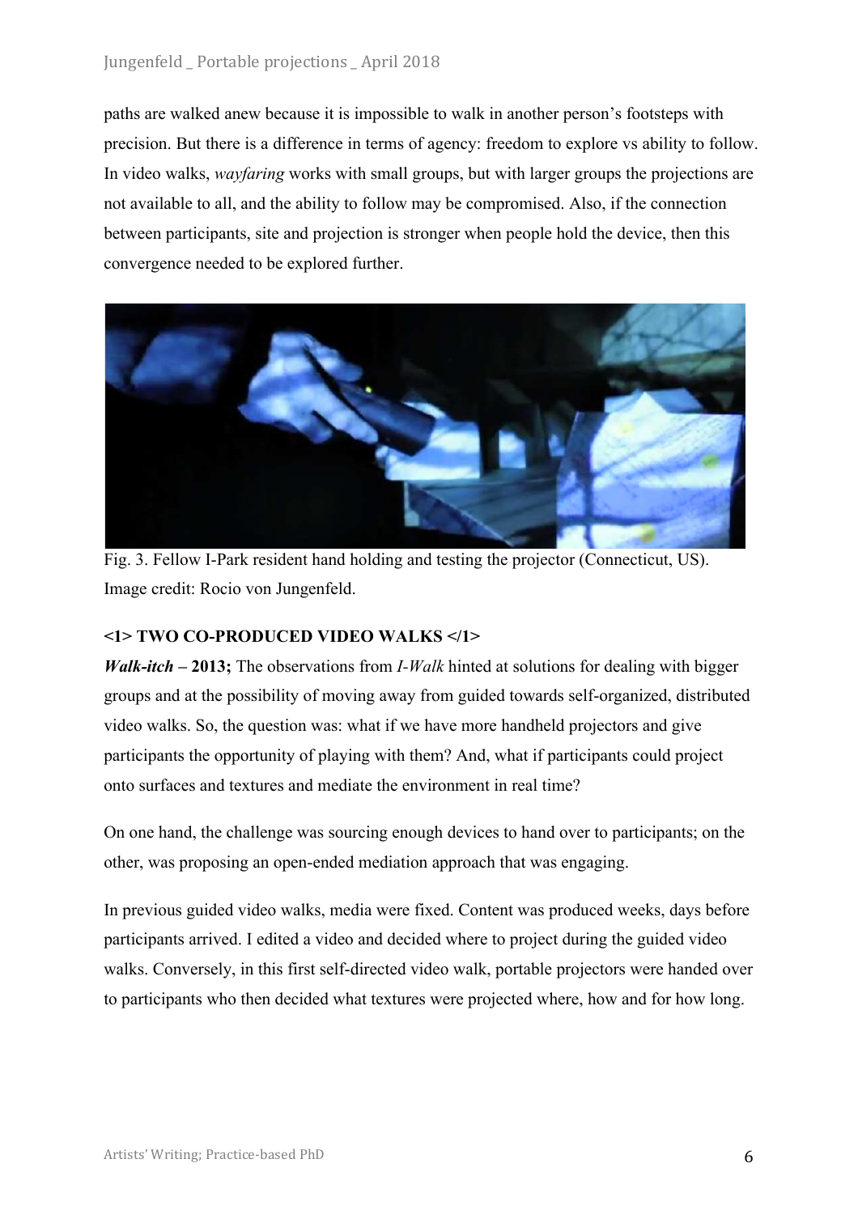paths are walked anew because it is impossible to walk in another person's footsteps with precision. But there is a difference in terms of agency: freedom to explore vs ability to follow. In video walks, *wayfaring* works with small groups, but with larger groups the projections are not available to all, and the ability to follow may be compromised. Also, if the connection between participants, site and projection is stronger when people hold the device, then this convergence needed to be explored further.

Fig. 3. Fellow I-Park resident hand holding and testing the projector (Connecticut, US). Image credit: Rocio von Jungenfeld.

**<1> TWO CO-PRODUCED VIDEO WALKS </1>**

***Walk-itch* – 2013;** The observations from *I-Walk* hinted at solutions for dealing with bigger groups and at the possibility of moving away from guided towards self-organized, distributed video walks. So, the question was: what if we have more handheld projectors and give participants the opportunity of playing with them? And, what if participants could project onto surfaces and textures and mediate the environment in real time?

On one hand, the challenge was sourcing enough devices to hand over to participants; on the other, was proposing an open-ended mediation approach that was engaging.

In previous guided video walks, media were fixed. Content was produced weeks, days before participants arrived. I edited a video and decided where to project during the guided video walks. Conversely, in this first self-directed video walk, portable projectors were handed over to participants who then decided what textures were projected where, how and for how long.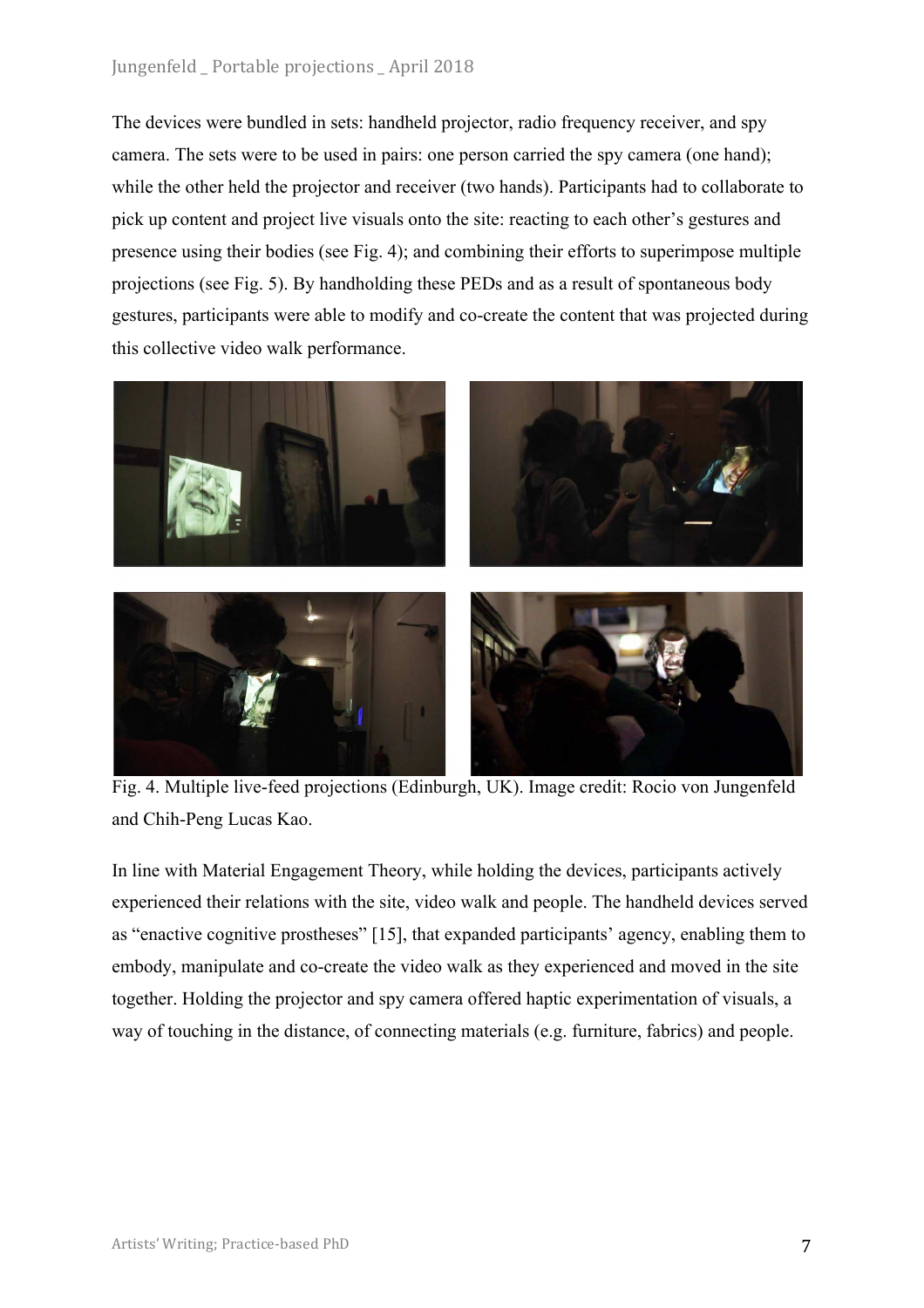The devices were bundled in sets: handheld projector, radio frequency receiver, and spy camera. The sets were to be used in pairs: one person carried the spy camera (one hand); while the other held the projector and receiver (two hands). Participants had to collaborate to pick up content and project live visuals onto the site: reacting to each other's gestures and presence using their bodies (see Fig. 4); and combining their efforts to superimpose multiple projections (see Fig. 5). By handholding these PEDs and as a result of spontaneous body gestures, participants were able to modify and co-create the content that was projected during this collective video walk performance.

Fig. 4. Multiple live-feed projections (Edinburgh, UK). Image credit: Rocio von Jungenfeld and Chih-Peng Lucas Kao.

In line with Material Engagement Theory, while holding the devices, participants actively experienced their relations with the site, video walk and people. The handheld devices served as "enactive cognitive prostheses" [15], that expanded participants' agency, enabling them to embody, manipulate and co-create the video walk as they experienced and moved in the site together. Holding the projector and spy camera offered haptic experimentation of visuals, a way of touching in the distance, of connecting materials (e.g. furniture, fabrics) and people.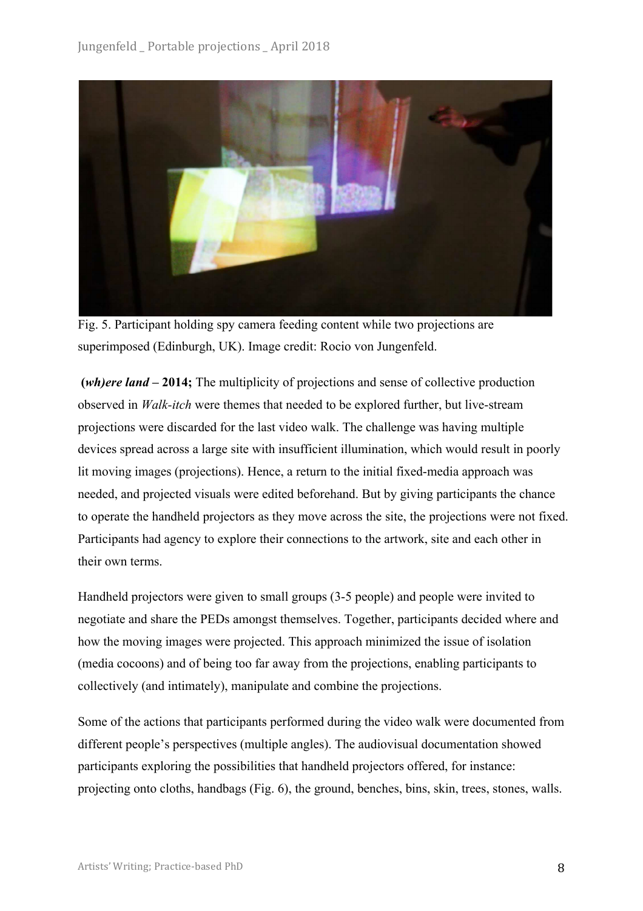Fig. 5. Participant holding spy camera feeding content while two projections are superimposed (Edinburgh, UK). Image credit: Rocio von Jungenfeld.

***(wh)ere land* – 2014;** The multiplicity of projections and sense of collective production observed in *Walk-itch* were themes that needed to be explored further, but live-stream projections were discarded for the last video walk. The challenge was having multiple devices spread across a large site with insufficient illumination, which would result in poorly lit moving images (projections). Hence, a return to the initial fixed-media approach was needed, and projected visuals were edited beforehand. But by giving participants the chance to operate the handheld projectors as they move across the site, the projections were not fixed. Participants had agency to explore their connections to the artwork, site and each other in their own terms.

Handheld projectors were given to small groups (3-5 people) and people were invited to negotiate and share the PEDs amongst themselves. Together, participants decided where and how the moving images were projected. This approach minimized the issue of isolation (media cocoons) and of being too far away from the projections, enabling participants to collectively (and intimately), manipulate and combine the projections.

Some of the actions that participants performed during the video walk were documented from different people's perspectives (multiple angles). The audiovisual documentation showed participants exploring the possibilities that handheld projectors offered, for instance: projecting onto cloths, handbags (Fig. 6), the ground, benches, bins, skin, trees, stones, walls.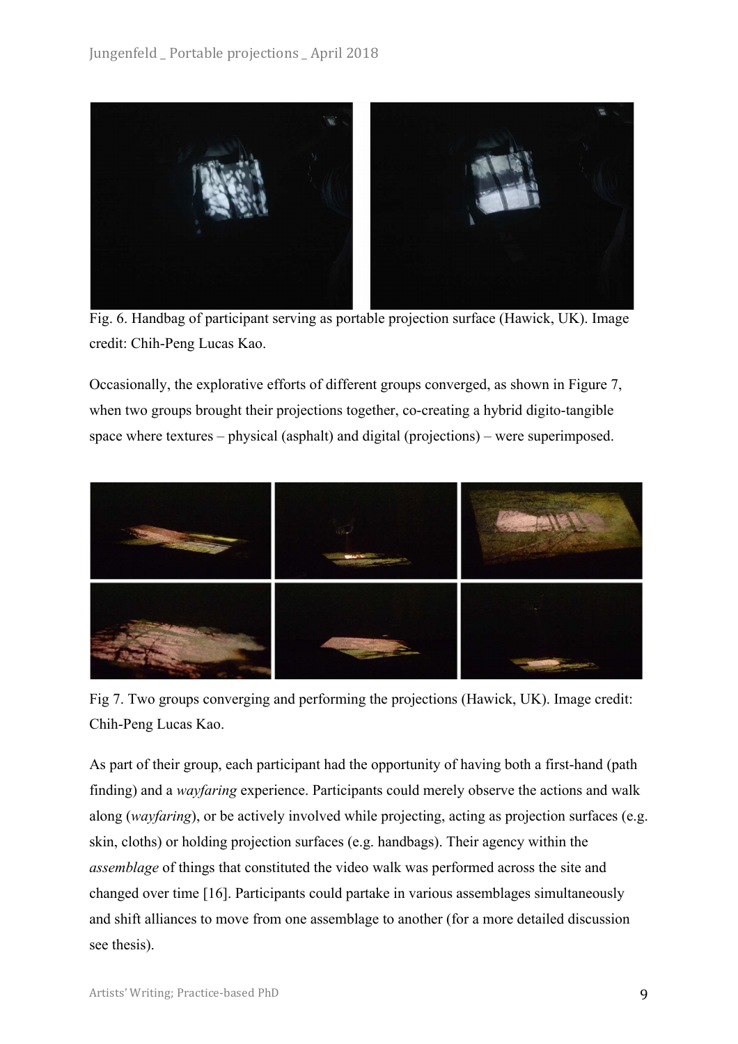Fig. 6. Handbag of participant serving as portable projection surface (Hawick, UK). Image credit: Chih-Peng Lucas Kao.

Occasionally, the explorative efforts of different groups converged, as shown in Figure 7, when two groups brought their projections together, co-creating a hybrid digito-tangible space where textures – physical (asphalt) and digital (projections) – were superimposed.

Fig 7. Two groups converging and performing the projections (Hawick, UK). Image credit: Chih-Peng Lucas Kao.

As part of their group, each participant had the opportunity of having both a first-hand (path finding) and a *wayfaring* experience. Participants could merely observe the actions and walk along (*wayfaring*), or be actively involved while projecting, acting as projection surfaces (e.g. skin, cloths) or holding projection surfaces (e.g. handbags). Their agency within the *assemblage* of things that constituted the video walk was performed across the site and changed over time [16]. Participants could partake in various assemblages simultaneously and shift alliances to move from one assemblage to another (for a more detailed discussion see thesis).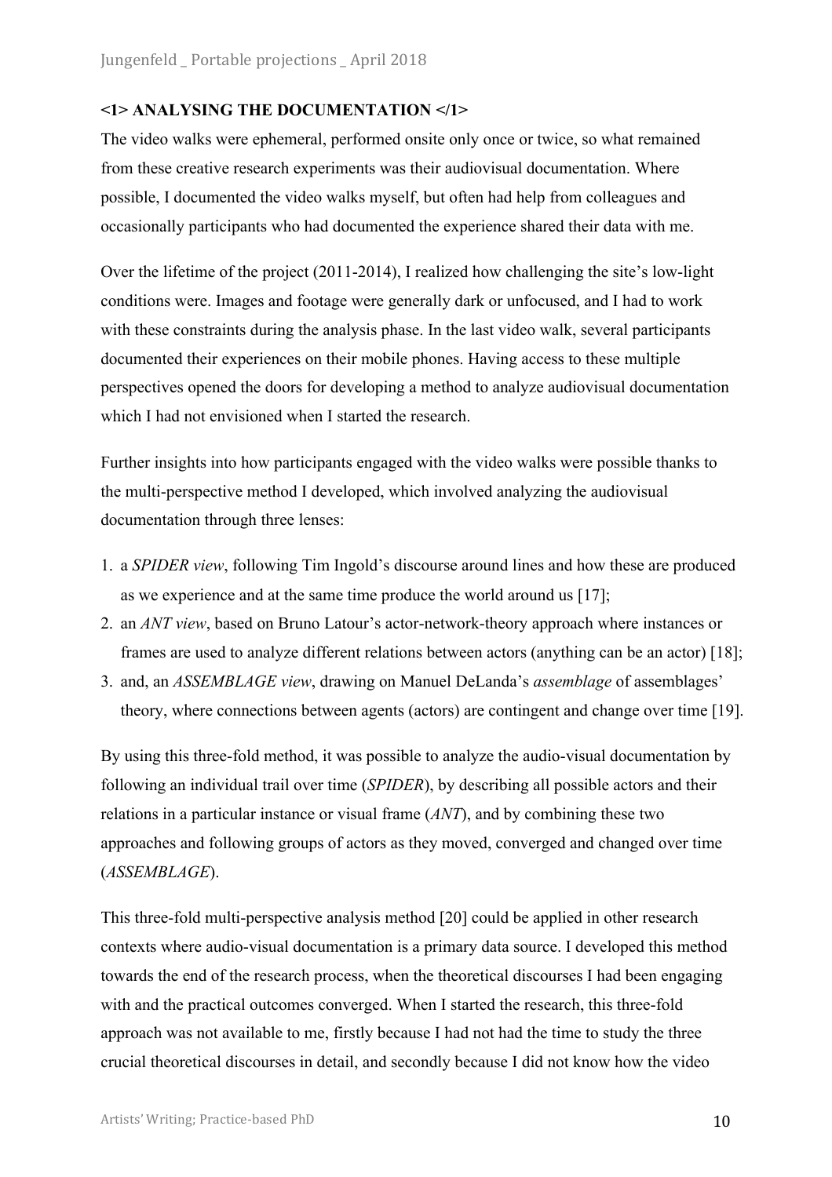## <1> ANALYSING THE DOCUMENTATION </1>

The video walks were ephemeral, performed onsite only once or twice, so what remained from these creative research experiments was their audiovisual documentation. Where possible, I documented the video walks myself, but often had help from colleagues and occasionally participants who had documented the experience shared their data with me.

Over the lifetime of the project (2011-2014), I realized how challenging the site's low-light conditions were. Images and footage were generally dark or unfocused, and I had to work with these constraints during the analysis phase. In the last video walk, several participants documented their experiences on their mobile phones. Having access to these multiple perspectives opened the doors for developing a method to analyze audiovisual documentation which I had not envisioned when I started the research.

Further insights into how participants engaged with the video walks were possible thanks to the multi-perspective method I developed, which involved analyzing the audiovisual documentation through three lenses:

1. a *SPIDER view*, following Tim Ingold's discourse around lines and how these are produced as we experience and at the same time produce the world around us [17];
2. an *ANT view*, based on Bruno Latour's actor-network-theory approach where instances or frames are used to analyze different relations between actors (anything can be an actor) [18];
3. and, an *ASSEMBLAGE view*, drawing on Manuel DeLanda's *assemblage* of assemblages' theory, where connections between agents (actors) are contingent and change over time [19].

By using this three-fold method, it was possible to analyze the audio-visual documentation by following an individual trail over time (*SPIDER*), by describing all possible actors and their relations in a particular instance or visual frame (*ANT*), and by combining these two approaches and following groups of actors as they moved, converged and changed over time (*ASSEMBLAGE*).

This three-fold multi-perspective analysis method [20] could be applied in other research contexts where audio-visual documentation is a primary data source. I developed this method towards the end of the research process, when the theoretical discourses I had been engaging with and the practical outcomes converged. When I started the research, this three-fold approach was not available to me, firstly because I had not had the time to study the three crucial theoretical discourses in detail, and secondly because I did not know how the video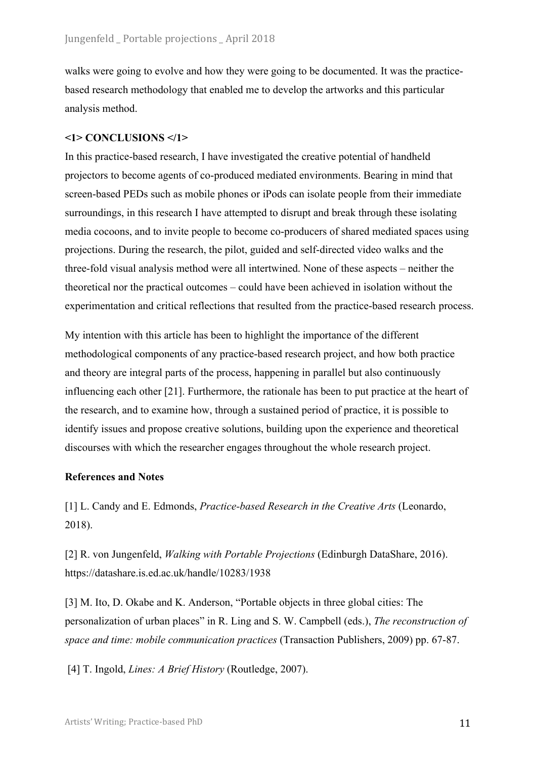walks were going to evolve and how they were going to be documented. It was the practice-based research methodology that enabled me to develop the artworks and this particular analysis method.

## <1> CONCLUSIONS </1>

In this practice-based research, I have investigated the creative potential of handheld projectors to become agents of co-produced mediated environments. Bearing in mind that screen-based PEDs such as mobile phones or iPods can isolate people from their immediate surroundings, in this research I have attempted to disrupt and break through these isolating media cocoons, and to invite people to become co-producers of shared mediated spaces using projections. During the research, the pilot, guided and self-directed video walks and the three-fold visual analysis method were all intertwined. None of these aspects – neither the theoretical nor the practical outcomes – could have been achieved in isolation without the experimentation and critical reflections that resulted from the practice-based research process.

My intention with this article has been to highlight the importance of the different methodological components of any practice-based research project, and how both practice and theory are integral parts of the process, happening in parallel but also continuously influencing each other [21]. Furthermore, the rationale has been to put practice at the heart of the research, and to examine how, through a sustained period of practice, it is possible to identify issues and propose creative solutions, building upon the experience and theoretical discourses with which the researcher engages throughout the whole research project.

**References and Notes**

[1] L. Candy and E. Edmonds, *Practice-based Research in the Creative Arts* (Leonardo, 2018).

[2] R. von Jungenfeld, *Walking with Portable Projections* (Edinburgh DataShare, 2016). https://datashare.is.ed.ac.uk/handle/10283/1938

[3] M. Ito, D. Okabe and K. Anderson, "Portable objects in three global cities: The personalization of urban places" in R. Ling and S. W. Campbell (eds.), *The reconstruction of space and time: mobile communication practices* (Transaction Publishers, 2009) pp. 67-87.

[4] T. Ingold, *Lines: A Brief History* (Routledge, 2007).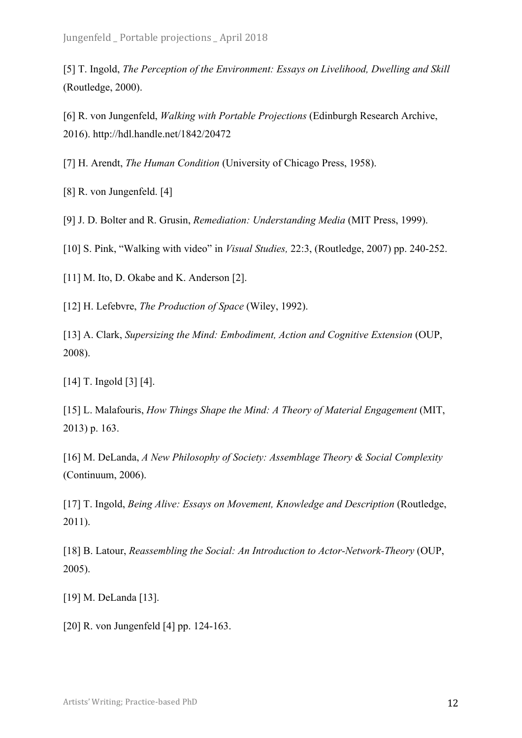[5] T. Ingold, *The Perception of the Environment: Essays on Livelihood, Dwelling and Skill* (Routledge, 2000).

[6] R. von Jungenfeld, *Walking with Portable Projections* (Edinburgh Research Archive, 2016). http://hdl.handle.net/1842/20472

[7] H. Arendt, *The Human Condition* (University of Chicago Press, 1958).

[8] R. von Jungenfeld. [4]

[9] J. D. Bolter and R. Grusin, *Remediation: Understanding Media* (MIT Press, 1999).

[10] S. Pink, "Walking with video" in *Visual Studies,* 22:3, (Routledge, 2007) pp. 240-252.

[11] M. Ito, D. Okabe and K. Anderson [2].

[12] H. Lefebvre, *The Production of Space* (Wiley, 1992).

[13] A. Clark, *Supersizing the Mind: Embodiment, Action and Cognitive Extension* (OUP, 2008).

[14] T. Ingold [3] [4].

[15] L. Malafouris, *How Things Shape the Mind: A Theory of Material Engagement* (MIT, 2013) p. 163.

[16] M. DeLanda, *A New Philosophy of Society: Assemblage Theory & Social Complexity* (Continuum, 2006).

[17] T. Ingold, *Being Alive: Essays on Movement, Knowledge and Description* (Routledge, 2011).

[18] B. Latour, *Reassembling the Social: An Introduction to Actor-Network-Theory* (OUP, 2005).

[19] M. DeLanda [13].

[20] R. von Jungenfeld [4] pp. 124-163.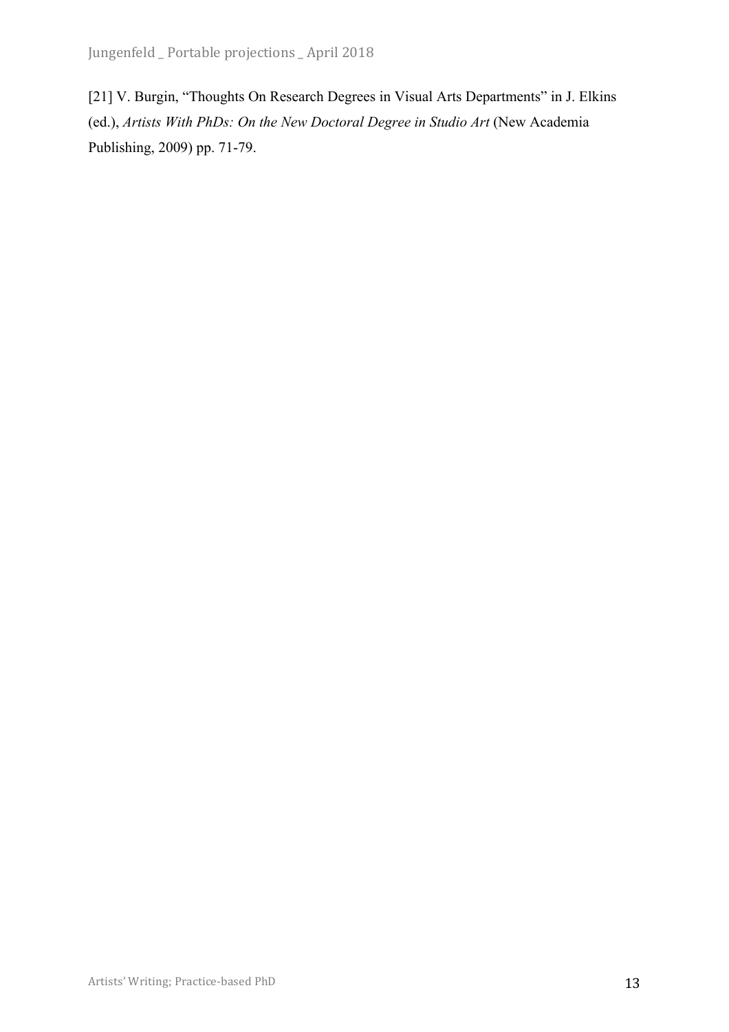[21] V. Burgin, “Thoughts On Research Degrees in Visual Arts Departments” in J. Elkins (ed.), *Artists With PhDs: On the New Doctoral Degree in Studio Art* (New Academia Publishing, 2009) pp. 71-79.